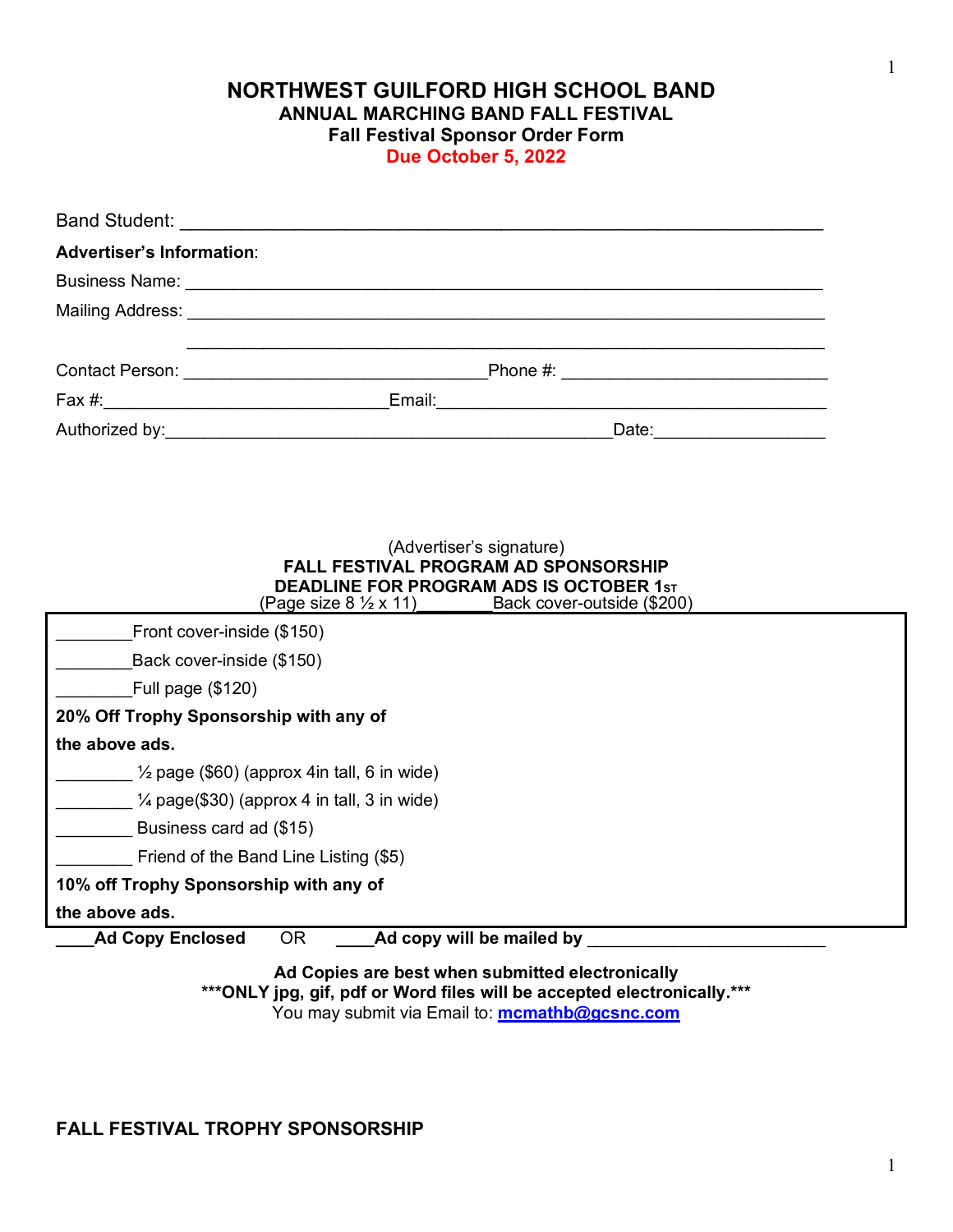# NORTHWEST GUILFORD HIGH SCHOOL BAND

## ANNUAL MARCHING BAND FALL FESTIVAL

### Fall Festival Sponsor Order Form

**Due October 5, 2022**

Band Student: ___________________________________________________________________

**Advertiser's Information**:

Business Name: _________________________________________________________________

Mailing Address: ________________________________________________________________

_______________________________________________________________________________

Contact Person: ______________________________ Phone #: _________________________

Fax #: ____________________________ Email: ___________________________________

Authorized by: ____________________________________________ Date: _________________

(Advertiser's signature)

**FALL FESTIVAL PROGRAM AD SPONSORSHIP**

**DEADLINE FOR PROGRAM ADS IS OCTOBER 1ST**

(Page size 8 ½ x 11) ________ Back cover-outside ($200)

________ Front cover-inside ($150)

________ Back cover-inside ($150)

________ Full page ($120)

**20% Off Trophy Sponsorship with any of the above ads.**

________ ½ page ($60) (approx 4in tall, 6 in wide)

________ ¼ page($30) (approx 4 in tall, 3 in wide)

________ Business card ad ($15)

________ Friend of the Band Line Listing ($5)

**10% off Trophy Sponsorship with any of the above ads.**

**____Ad Copy Enclosed** OR **____Ad copy will be mailed by** ________________________

**Ad Copies are best when submitted electronically**

**\*\*\*ONLY jpg, gif, pdf or Word files will be accepted electronically.\*\*\***

You may submit via Email to: mcmathb@gcsnc.com

**FALL FESTIVAL TROPHY SPONSORSHIP**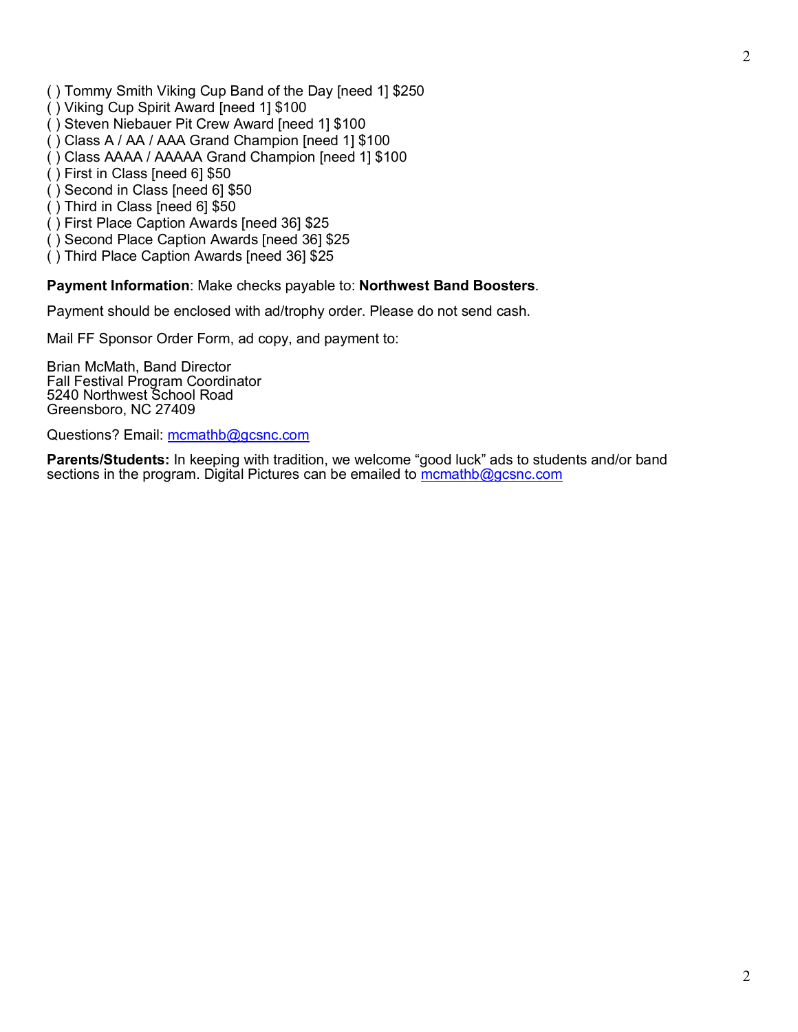( ) Tommy Smith Viking Cup Band of the Day [need 1] $250
( ) Viking Cup Spirit Award [need 1] $100
( ) Steven Niebauer Pit Crew Award [need 1] $100
( ) Class A / AA / AAA Grand Champion [need 1] $100
( ) Class AAAA / AAAAA Grand Champion [need 1] $100
( ) First in Class [need 6] $50
( ) Second in Class [need 6] $50
( ) Third in Class [need 6] $50
( ) First Place Caption Awards [need 36] $25
( ) Second Place Caption Awards [need 36] $25
( ) Third Place Caption Awards [need 36] $25

**Payment Information**: Make checks payable to: **Northwest Band Boosters**.

Payment should be enclosed with ad/trophy order. Please do not send cash.

Mail FF Sponsor Order Form, ad copy, and payment to:

Brian McMath, Band Director
Fall Festival Program Coordinator
5240 Northwest School Road
Greensboro, NC 27409

Questions? Email: mcmathb@gcsnc.com

**Parents/Students:** In keeping with tradition, we welcome "good luck" ads to students and/or band sections in the program. Digital Pictures can be emailed to mcmathb@gcsnc.com